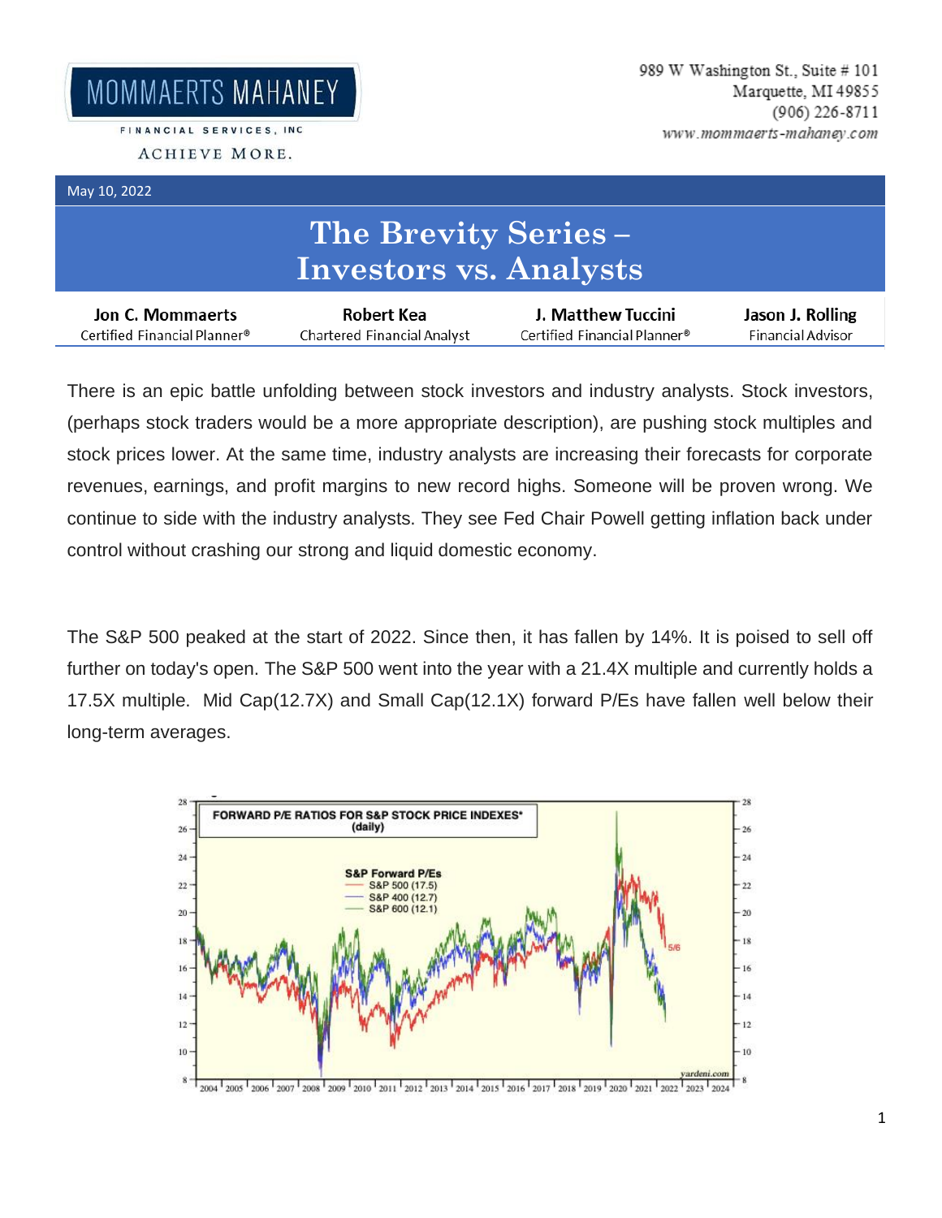MOMMAERTS MAHANEY

FINANCIAL SERVICES, INC

ACHIEVE MORE.

989 W Washington St., Suite # 101
Marquette, MI 49855
(906) 226-8711
www.mommaerts-mahaney.com

May 10, 2022

# The Brevity Series – Investors vs. Analysts

| Jon C. Mommaerts | Robert Kea | J. Matthew Tuccini | Jason J. Rolling |
|---|---|---|---|
| Certified Financial Planner® | Chartered Financial Analyst | Certified Financial Planner® | Financial Advisor |

There is an epic battle unfolding between stock investors and industry analysts. Stock investors, (perhaps stock traders would be a more appropriate description), are pushing stock multiples and stock prices lower. At the same time, industry analysts are increasing their forecasts for corporate revenues, earnings, and profit margins to new record highs. Someone will be proven wrong. We continue to side with the industry analysts. They see Fed Chair Powell getting inflation back under control without crashing our strong and liquid domestic economy.

The S&P 500 peaked at the start of 2022. Since then, it has fallen by 14%. It is poised to sell off further on today's open. The S&P 500 went into the year with a 21.4X multiple and currently holds a 17.5X multiple. Mid Cap(12.7X) and Small Cap(12.1X) forward P/Es have fallen well below their long-term averages.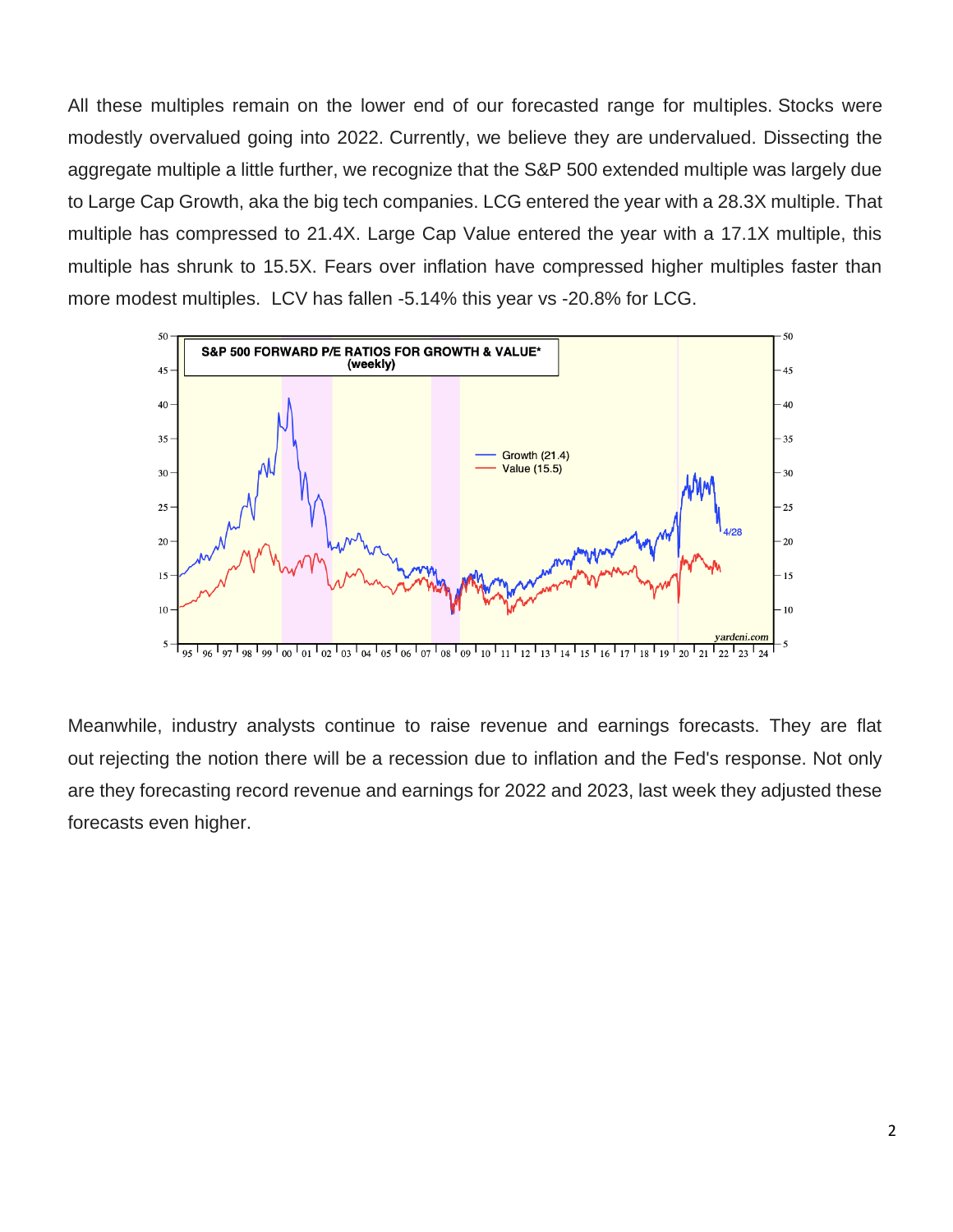All these multiples remain on the lower end of our forecasted range for multiples. Stocks were modestly overvalued going into 2022. Currently, we believe they are undervalued. Dissecting the aggregate multiple a little further, we recognize that the S&P 500 extended multiple was largely due to Large Cap Growth, aka the big tech companies. LCG entered the year with a 28.3X multiple. That multiple has compressed to 21.4X. Large Cap Value entered the year with a 17.1X multiple, this multiple has shrunk to 15.5X. Fears over inflation have compressed higher multiples faster than more modest multiples. LCV has fallen -5.14% this year vs -20.8% for LCG.

Meanwhile, industry analysts continue to raise revenue and earnings forecasts. They are flat out rejecting the notion there will be a recession due to inflation and the Fed's response. Not only are they forecasting record revenue and earnings for 2022 and 2023, last week they adjusted these forecasts even higher.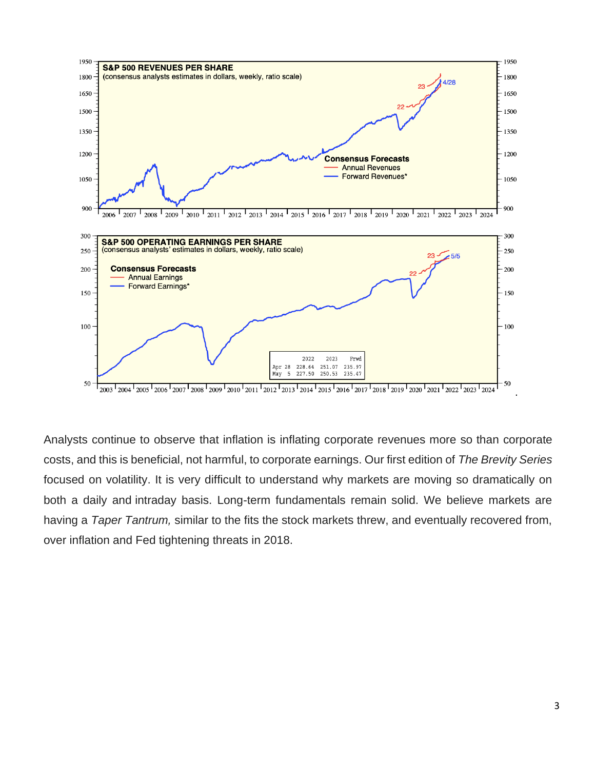**S&P 500 REVENUES PER SHARE**
(consensus analysts estimates in dollars, weekly, ratio scale)

Consensus Forecasts
- Annual Revenues
- Forward Revenues*

**S&P 500 OPERATING EARNINGS PER SHARE**
(consensus analysts' estimates in dollars, weekly, ratio scale)

Consensus Forecasts
- Annual Earnings
- Forward Earnings*

| | 2022 | 2023 | Frwd |
|---|---|---|---|
| Apr 28 | 228.64 | 251.07 | 235.97 |
| May 5 | 227.50 | 250.53 | 235.47 |

Analysts continue to observe that inflation is inflating corporate revenues more so than corporate costs, and this is beneficial, not harmful, to corporate earnings. Our first edition of *The Brevity Series* focused on volatility. It is very difficult to understand why markets are moving so dramatically on both a daily and intraday basis. Long-term fundamentals remain solid. We believe markets are having a *Taper Tantrum,* similar to the fits the stock markets threw, and eventually recovered from, over inflation and Fed tightening threats in 2018.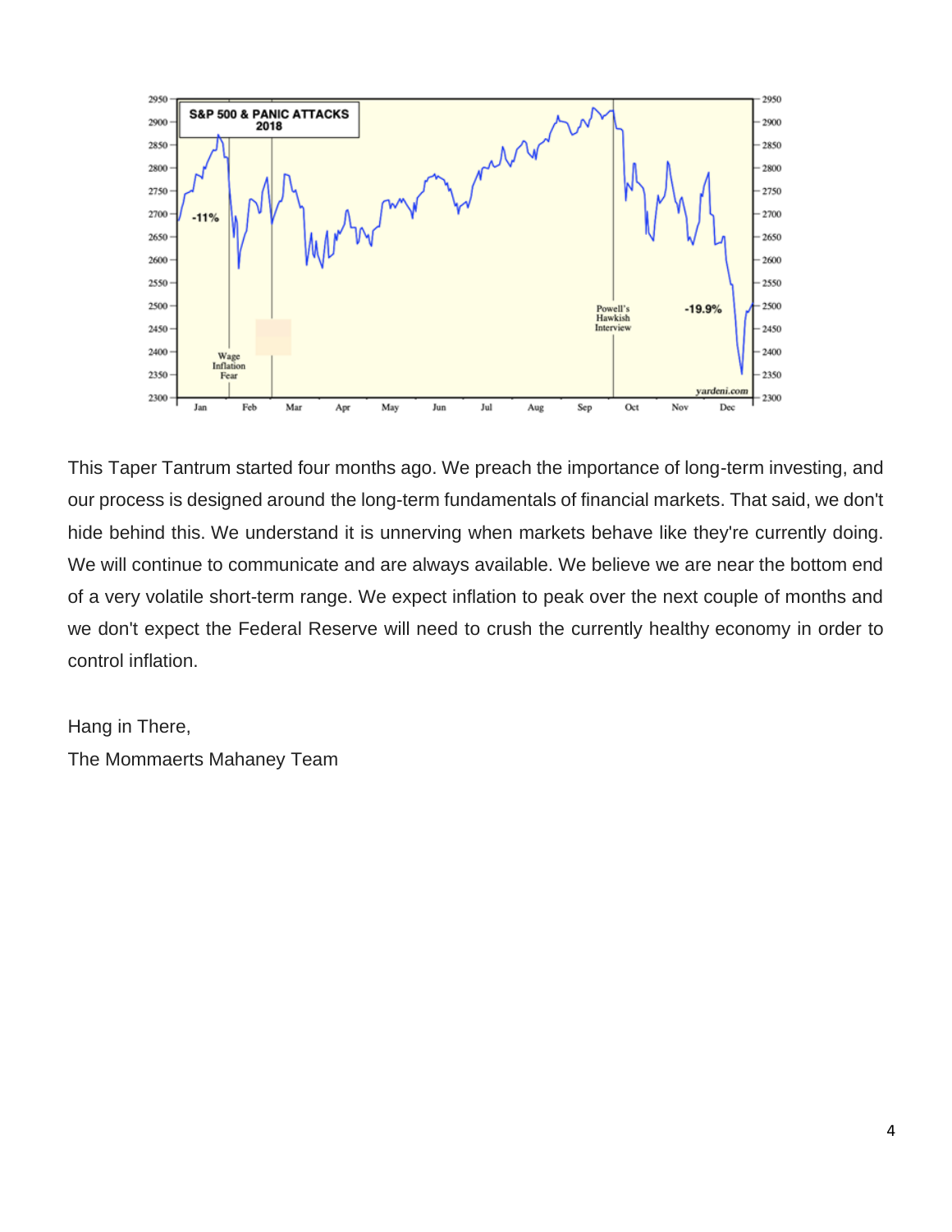This Taper Tantrum started four months ago. We preach the importance of long-term investing, and our process is designed around the long-term fundamentals of financial markets. That said, we don't hide behind this. We understand it is unnerving when markets behave like they're currently doing. We will continue to communicate and are always available. We believe we are near the bottom end of a very volatile short-term range. We expect inflation to peak over the next couple of months and we don't expect the Federal Reserve will need to crush the currently healthy economy in order to control inflation.

Hang in There,
The Mommaerts Mahaney Team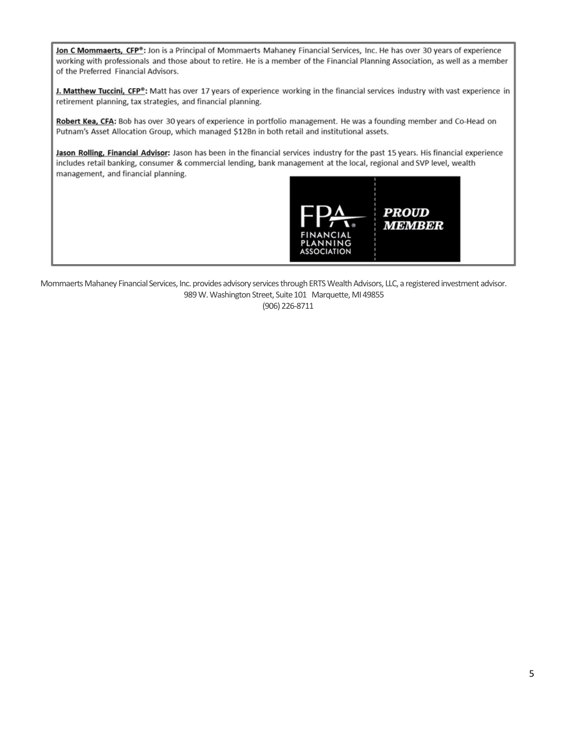**Jon C Mommaerts, CFP®:** Jon is a Principal of Mommaerts Mahaney Financial Services, Inc. He has over 30 years of experience working with professionals and those about to retire. He is a member of the Financial Planning Association, as well as a member of the Preferred Financial Advisors.

**J. Matthew Tuccini, CFP®:** Matt has over 17 years of experience working in the financial services industry with vast experience in retirement planning, tax strategies, and financial planning.

**Robert Kea, CFA:** Bob has over 30 years of experience in portfolio management. He was a founding member and Co-Head on Putnam's Asset Allocation Group, which managed $12Bn in both retail and institutional assets.

**Jason Rolling, Financial Advisor:** Jason has been in the financial services industry for the past 15 years. His financial experience includes retail banking, consumer & commercial lending, bank management at the local, regional and SVP level, wealth management, and financial planning.

FPA FINANCIAL PLANNING ASSOCIATION

***PROUD MEMBER***

Mommaerts Mahaney Financial Services, Inc. provides advisory services through ERTS Wealth Advisors, LLC, a registered investment advisor.
989 W. Washington Street, Suite 101 Marquette, MI 49855
(906) 226-8711